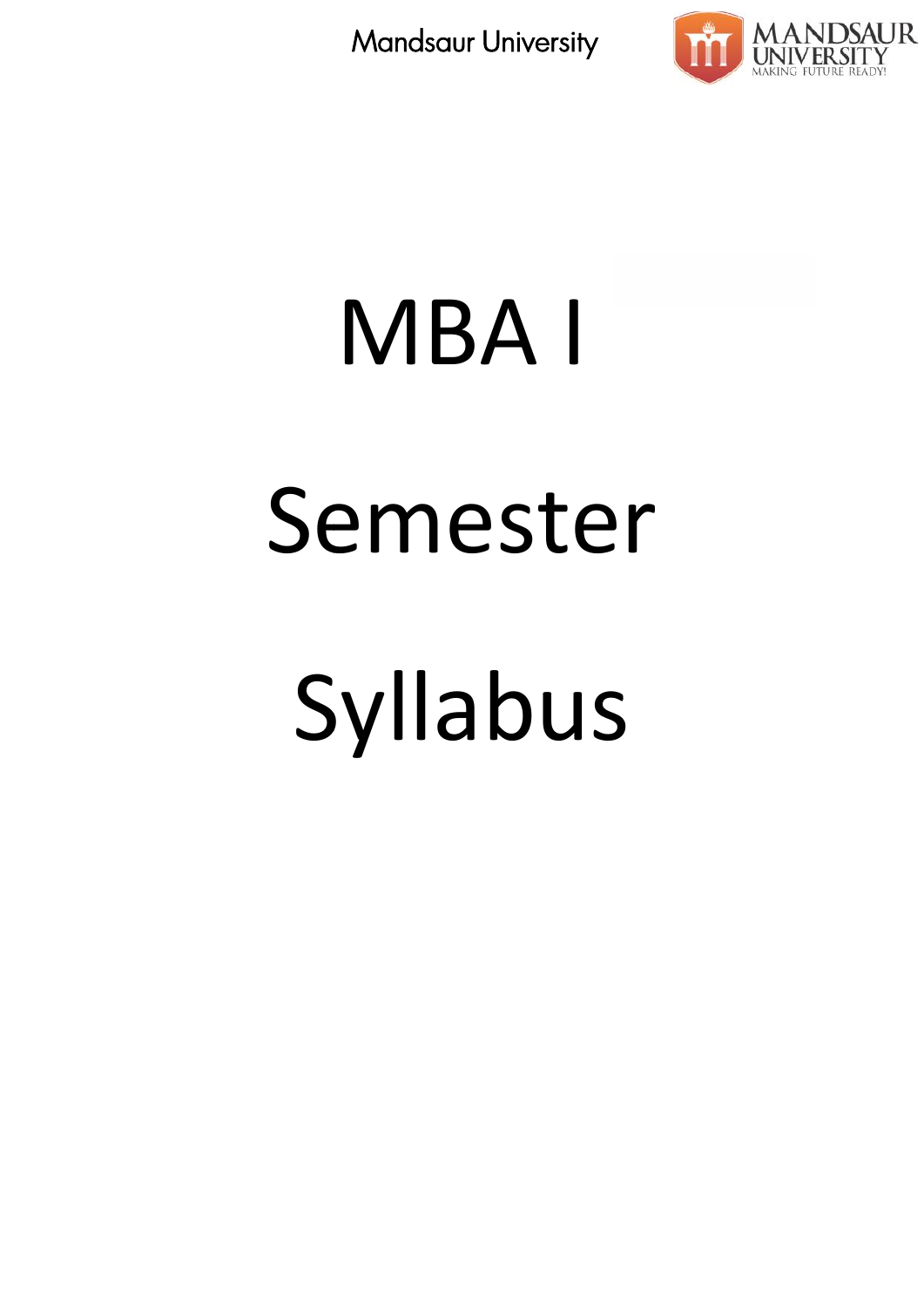# MBA I

# Semester

# Syllabus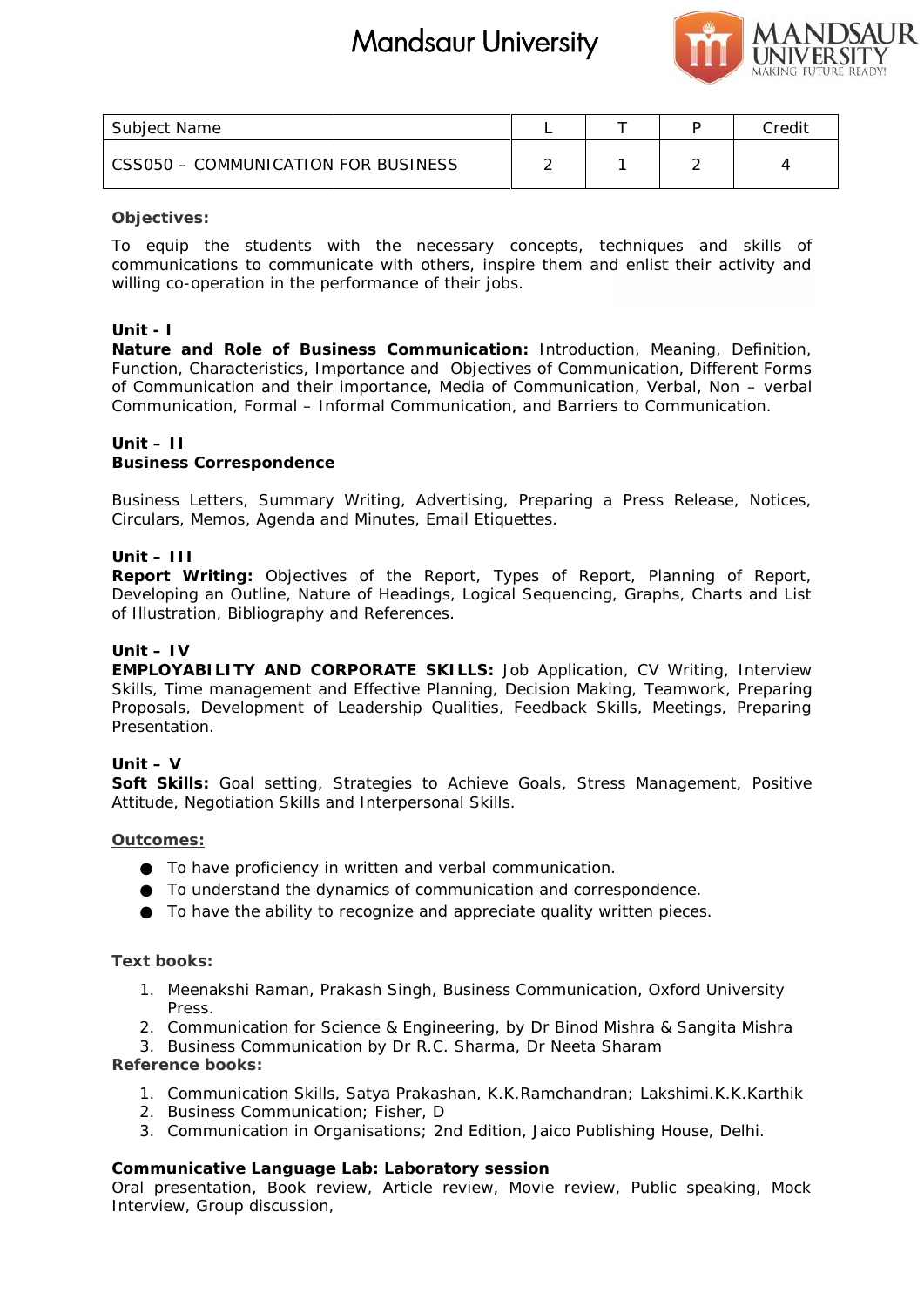| Subject Name | L | T | P | Credit |
|---|---|---|---|---|
| CSS050 – COMMUNICATION FOR BUSINESS | 2 | 1 | 2 | 4 |

**Objectives:**

To equip the students with the necessary concepts, techniques and skills of communications to communicate with others, inspire them and enlist their activity and willing co-operation in the performance of their jobs.

**Unit - I**

**Nature and Role of Business Communication:** Introduction, Meaning, Definition, Function, Characteristics, Importance and Objectives of Communication, Different Forms of Communication and their importance, Media of Communication, Verbal, Non – verbal Communication, Formal – Informal Communication, and Barriers to Communication.

**Unit – II**

**Business Correspondence**

Business Letters, Summary Writing, Advertising, Preparing a Press Release, Notices, Circulars, Memos, Agenda and Minutes, Email Etiquettes.

**Unit – III**

**Report Writing:** Objectives of the Report, Types of Report, Planning of Report, Developing an Outline, Nature of Headings, Logical Sequencing, Graphs, Charts and List of Illustration, Bibliography and References.

**Unit – IV**

**EMPLOYABILITY AND CORPORATE SKILLS:** Job Application, CV Writing, Interview Skills, Time management and Effective Planning, Decision Making, Teamwork, Preparing Proposals, Development of Leadership Qualities, Feedback Skills, Meetings, Preparing Presentation.

**Unit – V**

**Soft Skills:** Goal setting, Strategies to Achieve Goals, Stress Management, Positive Attitude, Negotiation Skills and Interpersonal Skills.

**Outcomes:**

- To have proficiency in written and verbal communication.
- To understand the dynamics of communication and correspondence.
- To have the ability to recognize and appreciate quality written pieces.

**Text books:**

1. Meenakshi Raman, Prakash Singh, Business Communication, Oxford University Press.
2. Communication for Science & Engineering, by Dr Binod Mishra & Sangita Mishra
3. Business Communication by Dr R.C. Sharma, Dr Neeta Sharam

**Reference books:**

1. Communication Skills, Satya Prakashan, K.K.Ramchandran; Lakshimi.K.K.Karthik
2. Business Communication; Fisher, D
3. Communication in Organisations; 2nd Edition, Jaico Publishing House, Delhi.

**Communicative Language Lab: Laboratory session**

Oral presentation, Book review, Article review, Movie review, Public speaking, Mock Interview, Group discussion,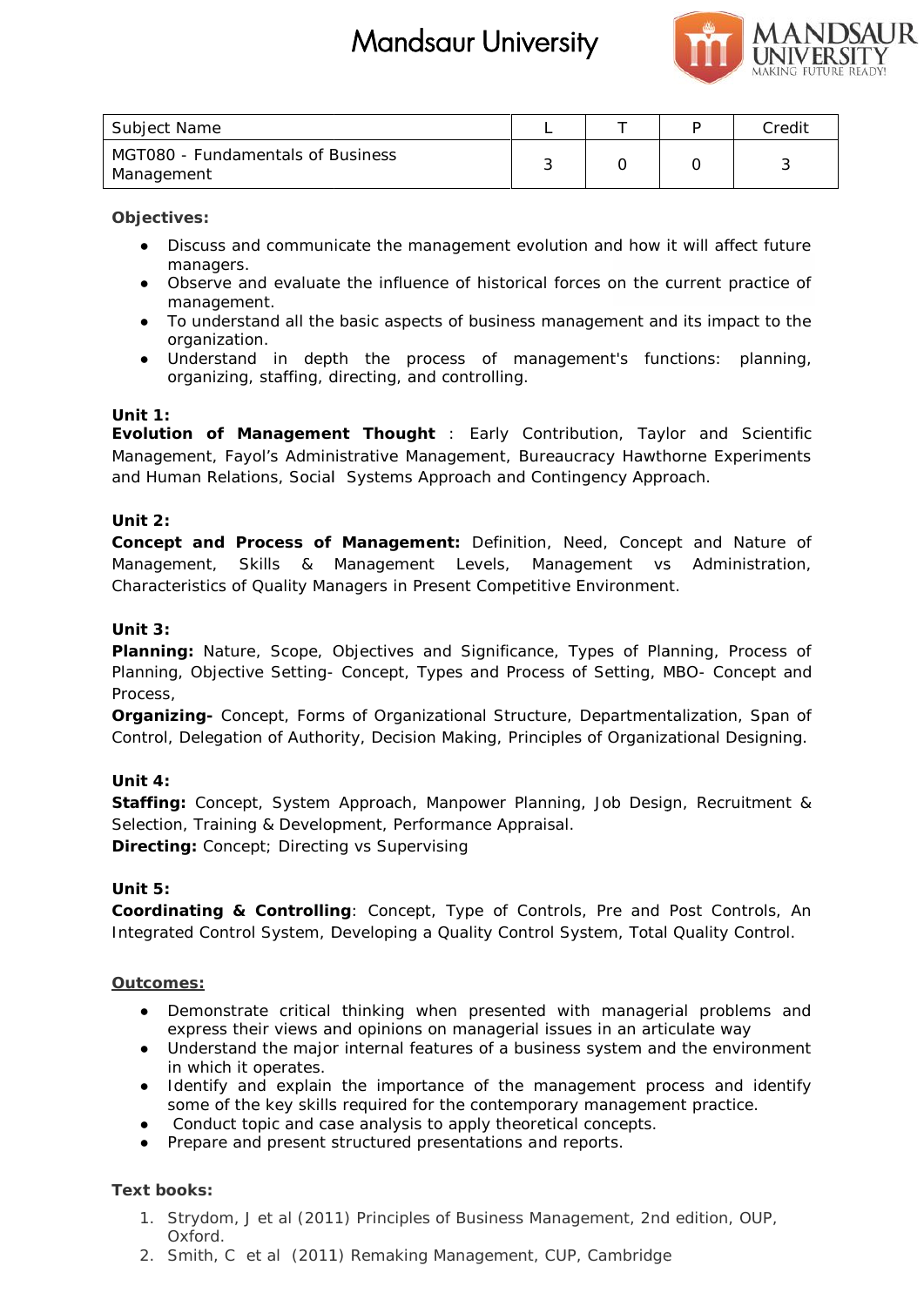| Subject Name | L | T | P | Credit |
|---|---|---|---|---|
| MGT080 - Fundamentals of Business Management | 3 | 0 | 0 | 3 |

**Objectives:**

- Discuss and communicate the management evolution and how it will affect future managers.
- Observe and evaluate the influence of historical forces on the current practice of management.
- To understand all the basic aspects of business management and its impact to the organization.
- Understand in depth the process of management's functions: planning, organizing, staffing, directing, and controlling.

**Unit 1:**
**Evolution of Management Thought** : Early Contribution, Taylor and Scientific Management, Fayol's Administrative Management, Bureaucracy Hawthorne Experiments and Human Relations, Social Systems Approach and Contingency Approach.

**Unit 2:**
**Concept and Process of Management:** Definition, Need, Concept and Nature of Management, Skills & Management Levels, Management vs Administration, Characteristics of Quality Managers in Present Competitive Environment.

**Unit 3:**
**Planning:** Nature, Scope, Objectives and Significance, Types of Planning, Process of Planning, Objective Setting- Concept, Types and Process of Setting, MBO- Concept and Process,
**Organizing-** Concept, Forms of Organizational Structure, Departmentalization, Span of Control, Delegation of Authority, Decision Making, Principles of Organizational Designing.

**Unit 4:**
**Staffing:** Concept, System Approach, Manpower Planning, Job Design, Recruitment & Selection, Training & Development, Performance Appraisal.
**Directing:** Concept; Directing vs Supervising

**Unit 5:**
**Coordinating & Controlling**: Concept, Type of Controls, Pre and Post Controls, An Integrated Control System, Developing a Quality Control System, Total Quality Control.

**Outcomes:**

- Demonstrate critical thinking when presented with managerial problems and express their views and opinions on managerial issues in an articulate way
- Understand the major internal features of a business system and the environment in which it operates.
- Identify and explain the importance of the management process and identify some of the key skills required for the contemporary management practice.
- Conduct topic and case analysis to apply theoretical concepts.
- Prepare and present structured presentations and reports.

**Text books:**

1. Strydom, J et al (2011) Principles of Business Management, 2nd edition, OUP, Oxford.
2. Smith, C et al (2011) Remaking Management, CUP, Cambridge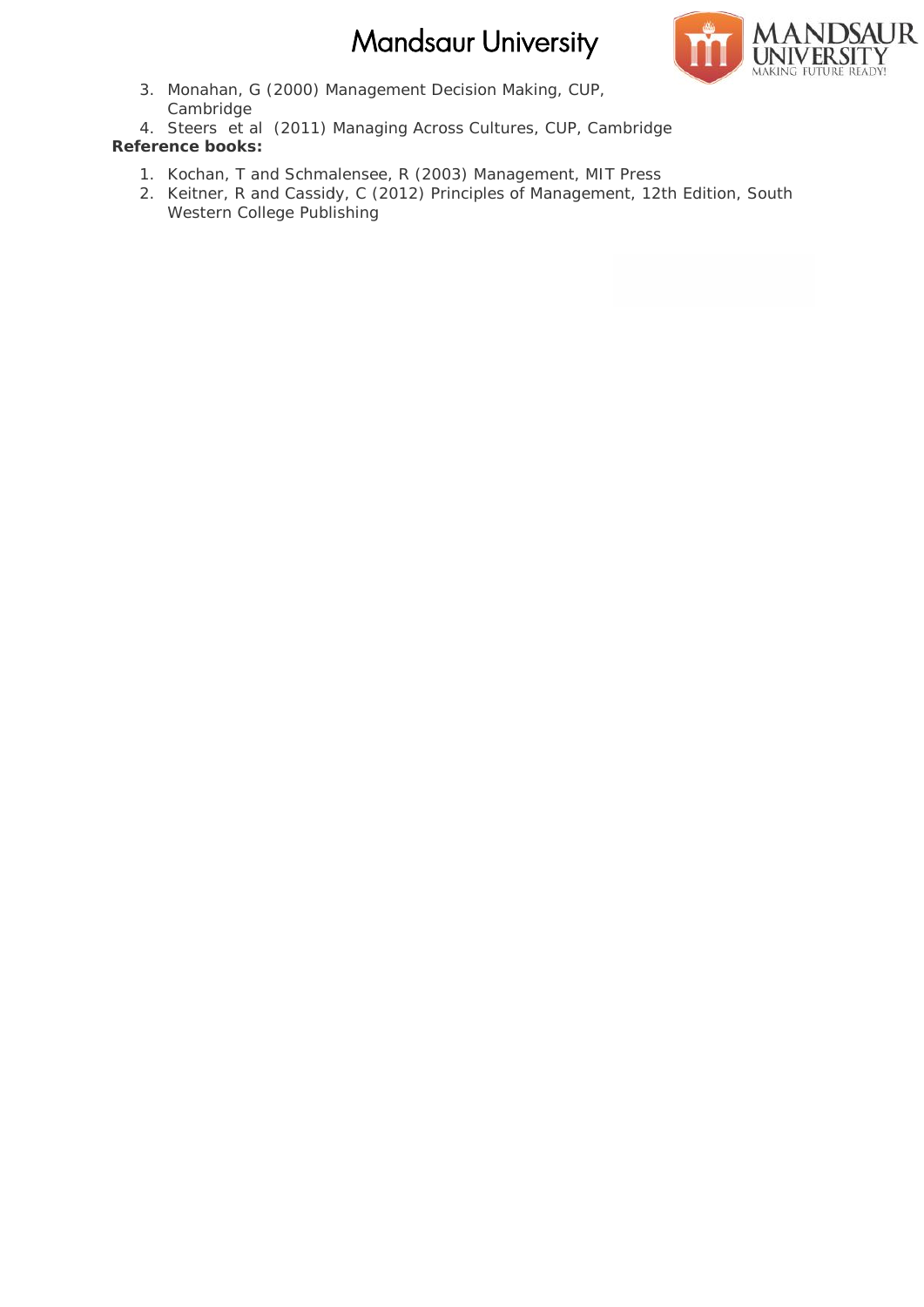3. Monahan, G (2000) Management Decision Making, CUP, Cambridge
4. Steers et al (2011) Managing Across Cultures, CUP, Cambridge

**Reference books:**

1. Kochan, T and Schmalensee, R (2003) Management, MIT Press
2. Keitner, R and Cassidy, C (2012) Principles of Management, 12th Edition, South Western College Publishing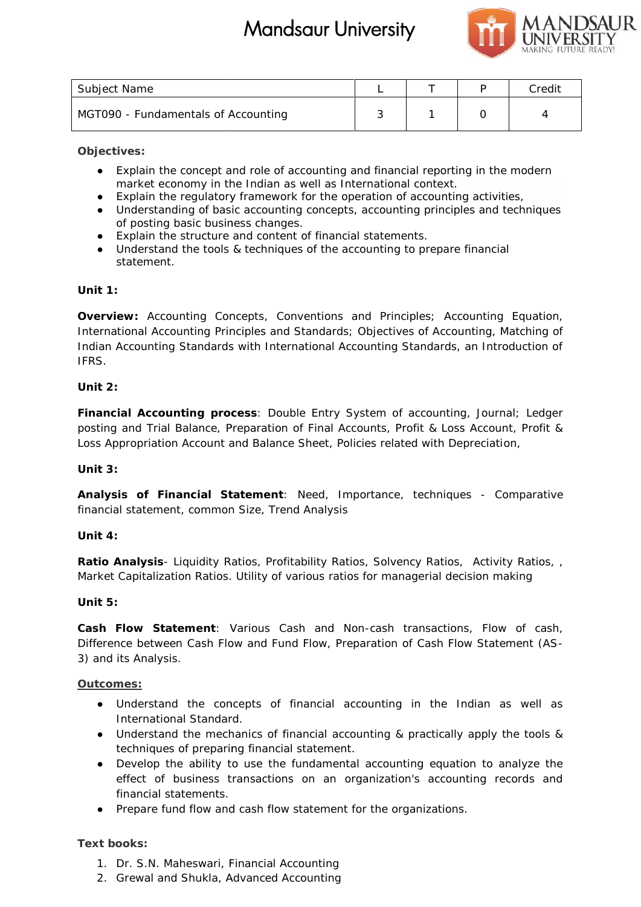# Mandsaur University

| Subject Name | L | T | P | Credit |
|---|---|---|---|---|
| MGT090 - Fundamentals of Accounting | 3 | 1 | 0 | 4 |

**Objectives:**

- Explain the concept and role of accounting and financial reporting in the modern market economy in the Indian as well as International context.
- Explain the regulatory framework for the operation of accounting activities,
- Understanding of basic accounting concepts, accounting principles and techniques of posting basic business changes.
- Explain the structure and content of financial statements.
- Understand the tools & techniques of the accounting to prepare financial statement.

**Unit 1:**

**Overview:** Accounting Concepts, Conventions and Principles; Accounting Equation, International Accounting Principles and Standards; Objectives of Accounting, Matching of Indian Accounting Standards with International Accounting Standards, an Introduction of IFRS.

**Unit 2:**

**Financial Accounting process**: Double Entry System of accounting, Journal; Ledger posting and Trial Balance, Preparation of Final Accounts, Profit & Loss Account, Profit & Loss Appropriation Account and Balance Sheet, Policies related with Depreciation,

**Unit 3:**

**Analysis of Financial Statement**: Need, Importance, techniques - Comparative financial statement, common Size, Trend Analysis

**Unit 4:**

**Ratio Analysis**- Liquidity Ratios, Profitability Ratios, Solvency Ratios, Activity Ratios, , Market Capitalization Ratios. Utility of various ratios for managerial decision making

**Unit 5:**

**Cash Flow Statement**: Various Cash and Non-cash transactions, Flow of cash, Difference between Cash Flow and Fund Flow, Preparation of Cash Flow Statement (AS-3) and its Analysis.

**Outcomes:**

- Understand the concepts of financial accounting in the Indian as well as International Standard.
- Understand the mechanics of financial accounting & practically apply the tools & techniques of preparing financial statement.
- Develop the ability to use the fundamental accounting equation to analyze the effect of business transactions on an organization's accounting records and financial statements.
- Prepare fund flow and cash flow statement for the organizations.

**Text books:**

1. Dr. S.N. Maheswari, Financial Accounting
2. Grewal and Shukla, Advanced Accounting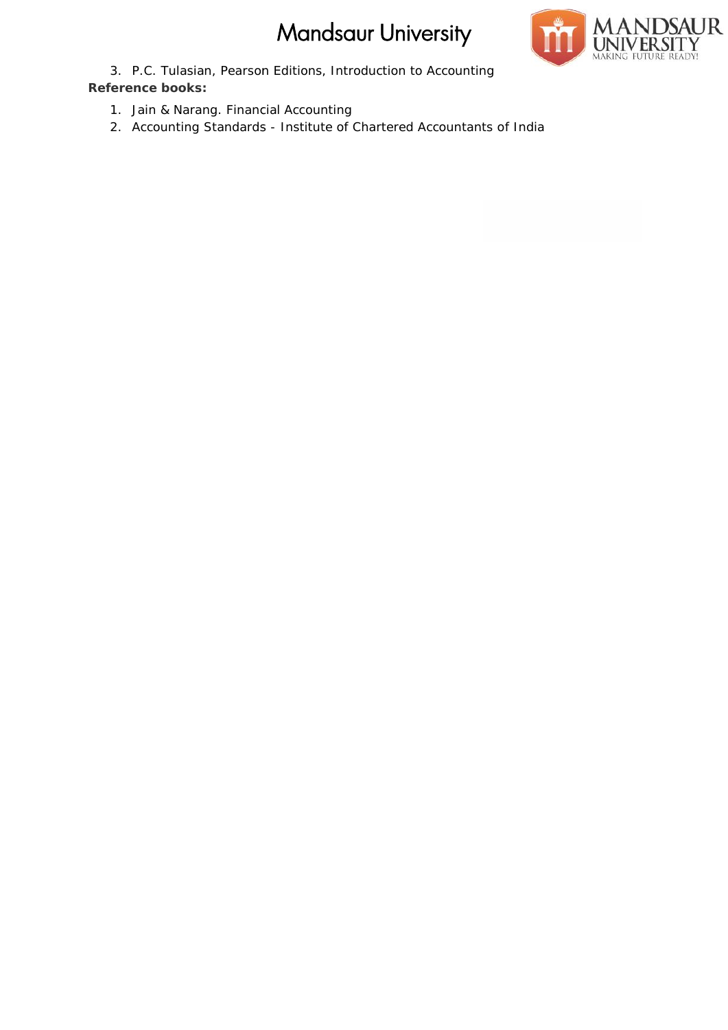3. P.C. Tulasian, Pearson Editions, Introduction to Accounting

**Reference books:**

1. Jain & Narang. Financial Accounting
2. Accounting Standards - Institute of Chartered Accountants of India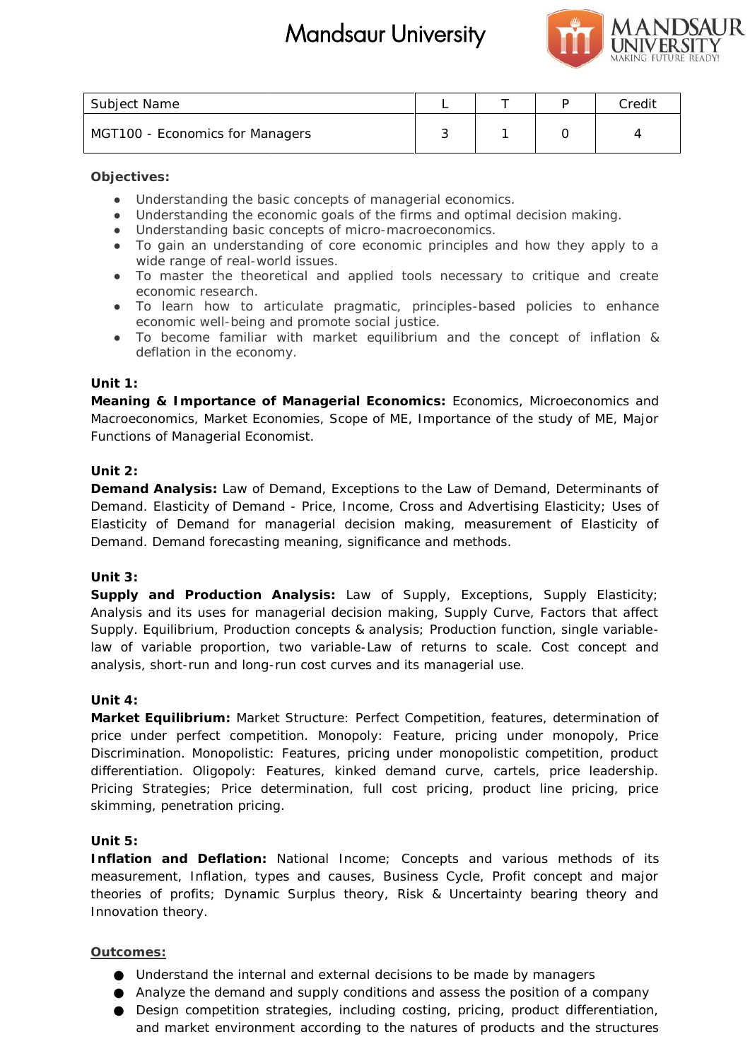| Subject Name | L | T | P | Credit |
|---|---|---|---|---|
| MGT100 - Economics for Managers | 3 | 1 | 0 | 4 |

**Objectives:**

- Understanding the basic concepts of managerial economics.
- Understanding the economic goals of the firms and optimal decision making.
- Understanding basic concepts of micro-macroeconomics.
- To gain an understanding of core economic principles and how they apply to a wide range of real-world issues.
- To master the theoretical and applied tools necessary to critique and create economic research.
- To learn how to articulate pragmatic, principles-based policies to enhance economic well-being and promote social justice.
- To become familiar with market equilibrium and the concept of inflation & deflation in the economy.

**Unit 1:**

**Meaning & Importance of Managerial Economics:** Economics, Microeconomics and Macroeconomics, Market Economies, Scope of ME, Importance of the study of ME, Major Functions of Managerial Economist.

**Unit 2:**

**Demand Analysis:** Law of Demand, Exceptions to the Law of Demand, Determinants of Demand. Elasticity of Demand - Price, Income, Cross and Advertising Elasticity; Uses of Elasticity of Demand for managerial decision making, measurement of Elasticity of Demand. Demand forecasting meaning, significance and methods.

**Unit 3:**

**Supply and Production Analysis:** Law of Supply, Exceptions, Supply Elasticity; Analysis and its uses for managerial decision making, Supply Curve, Factors that affect Supply. Equilibrium, Production concepts & analysis; Production function, single variable-law of variable proportion, two variable-Law of returns to scale. Cost concept and analysis, short-run and long-run cost curves and its managerial use.

**Unit 4:**

**Market Equilibrium:** Market Structure: Perfect Competition, features, determination of price under perfect competition. Monopoly: Feature, pricing under monopoly, Price Discrimination. Monopolistic: Features, pricing under monopolistic competition, product differentiation. Oligopoly: Features, kinked demand curve, cartels, price leadership. Pricing Strategies; Price determination, full cost pricing, product line pricing, price skimming, penetration pricing.

**Unit 5:**

**Inflation and Deflation:** National Income; Concepts and various methods of its measurement, Inflation, types and causes, Business Cycle, Profit concept and major theories of profits; Dynamic Surplus theory, Risk & Uncertainty bearing theory and Innovation theory.

**Outcomes:**

- Understand the internal and external decisions to be made by managers
- Analyze the demand and supply conditions and assess the position of a company
- Design competition strategies, including costing, pricing, product differentiation, and market environment according to the natures of products and the structures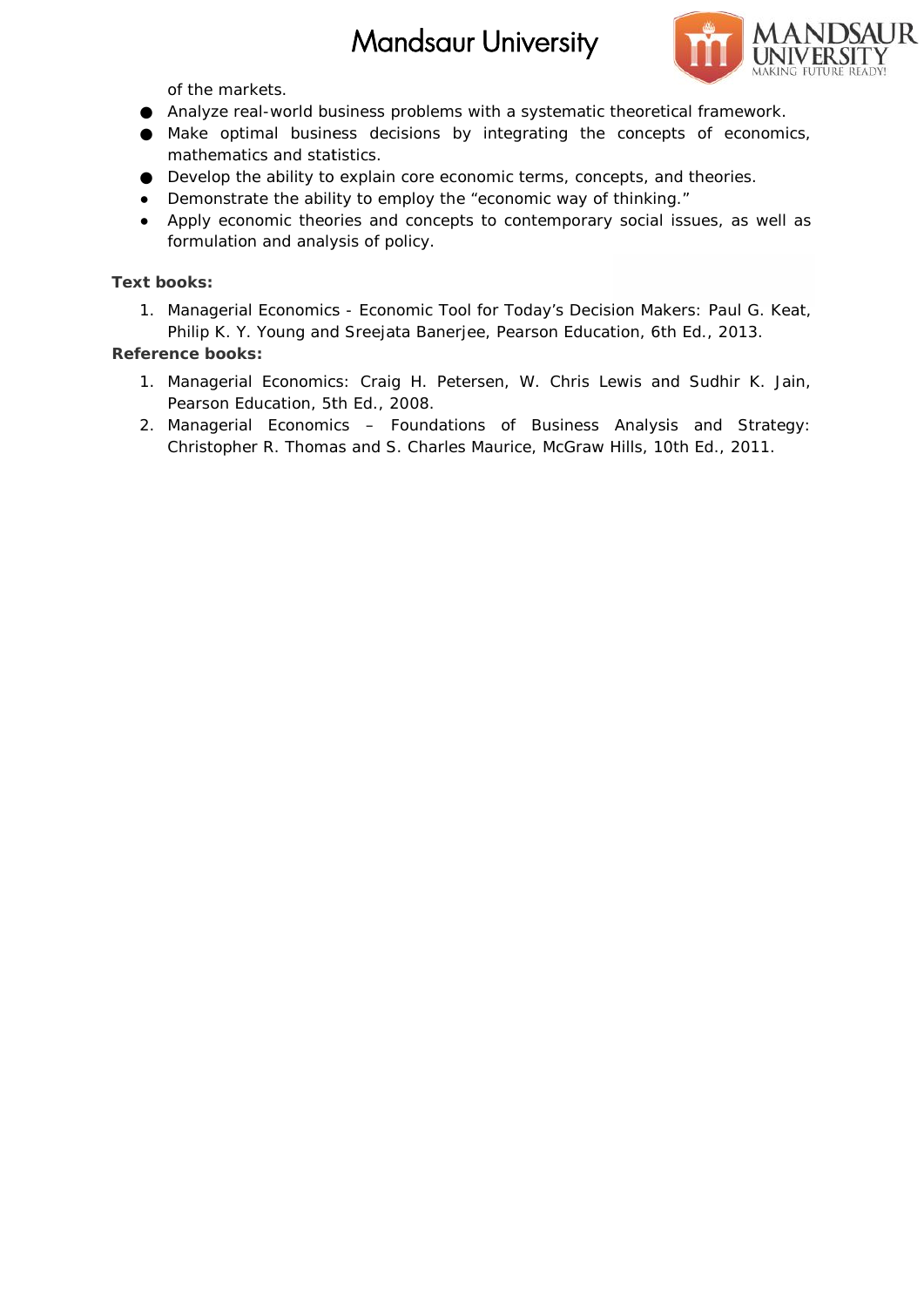of the markets.

- Analyze real-world business problems with a systematic theoretical framework.
- Make optimal business decisions by integrating the concepts of economics, mathematics and statistics.
- Develop the ability to explain core economic terms, concepts, and theories.
- Demonstrate the ability to employ the “economic way of thinking.”
- Apply economic theories and concepts to contemporary social issues, as well as formulation and analysis of policy.

**Text books:**

1. Managerial Economics - Economic Tool for Today’s Decision Makers: Paul G. Keat, Philip K. Y. Young and Sreejata Banerjee, Pearson Education, 6th Ed., 2013.

**Reference books:**

1. Managerial Economics: Craig H. Petersen, W. Chris Lewis and Sudhir K. Jain, Pearson Education, 5th Ed., 2008.
2. Managerial Economics – Foundations of Business Analysis and Strategy: Christopher R. Thomas and S. Charles Maurice, McGraw Hills, 10th Ed., 2011.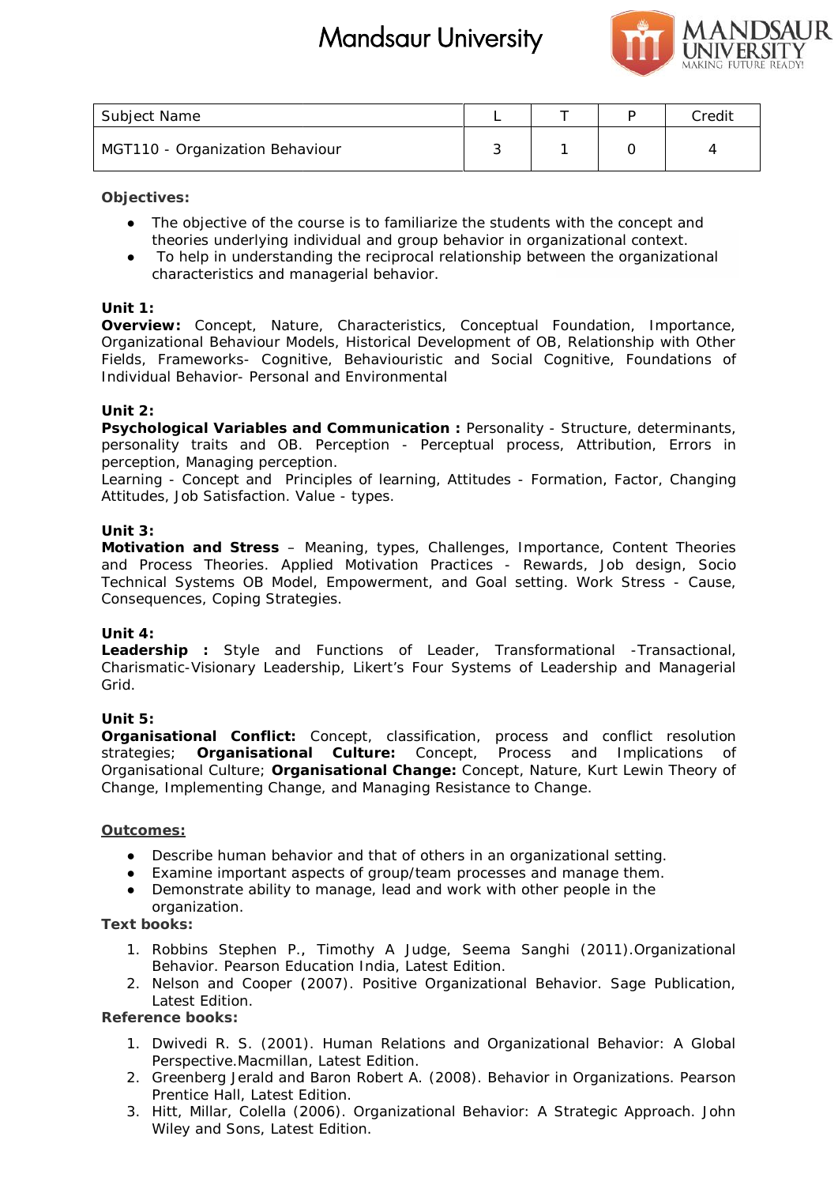# Mandsaur University

| Subject Name | L | T | P | Credit |
|---|---|---|---|---|
| MGT110 - Organization Behaviour | 3 | 1 | 0 | 4 |

**Objectives:**

- The objective of the course is to familiarize the students with the concept and theories underlying individual and group behavior in organizational context.
- To help in understanding the reciprocal relationship between the organizational characteristics and managerial behavior.

**Unit 1:**
**Overview:** Concept, Nature, Characteristics, Conceptual Foundation, Importance, Organizational Behaviour Models, Historical Development of OB, Relationship with Other Fields, Frameworks- Cognitive, Behaviouristic and Social Cognitive, Foundations of Individual Behavior- Personal and Environmental

**Unit 2:**
**Psychological Variables and Communication :** Personality - Structure, determinants, personality traits and OB. Perception - Perceptual process, Attribution, Errors in perception, Managing perception.
Learning - Concept and Principles of learning, Attitudes - Formation, Factor, Changing Attitudes, Job Satisfaction. Value - types.

**Unit 3:**
**Motivation and Stress** – Meaning, types, Challenges, Importance, Content Theories and Process Theories. Applied Motivation Practices - Rewards, Job design, Socio Technical Systems OB Model, Empowerment, and Goal setting. Work Stress - Cause, Consequences, Coping Strategies.

**Unit 4:**
**Leadership :** Style and Functions of Leader, Transformational -Transactional, Charismatic-Visionary Leadership, Likert's Four Systems of Leadership and Managerial Grid.

**Unit 5:**
**Organisational Conflict:** Concept, classification, process and conflict resolution strategies; **Organisational Culture:** Concept, Process and Implications of Organisational Culture; **Organisational Change:** Concept, Nature, Kurt Lewin Theory of Change, Implementing Change, and Managing Resistance to Change.

**Outcomes:**

- Describe human behavior and that of others in an organizational setting.
- Examine important aspects of group/team processes and manage them.
- Demonstrate ability to manage, lead and work with other people in the organization.

**Text books:**

1. Robbins Stephen P., Timothy A Judge, Seema Sanghi (2011).Organizational Behavior. Pearson Education India, Latest Edition.
2. Nelson and Cooper (2007). Positive Organizational Behavior. Sage Publication, Latest Edition.

**Reference books:**

1. Dwivedi R. S. (2001). Human Relations and Organizational Behavior: A Global Perspective.Macmillan, Latest Edition.
2. Greenberg Jerald and Baron Robert A. (2008). Behavior in Organizations. Pearson Prentice Hall, Latest Edition.
3. Hitt, Millar, Colella (2006). Organizational Behavior: A Strategic Approach. John Wiley and Sons, Latest Edition.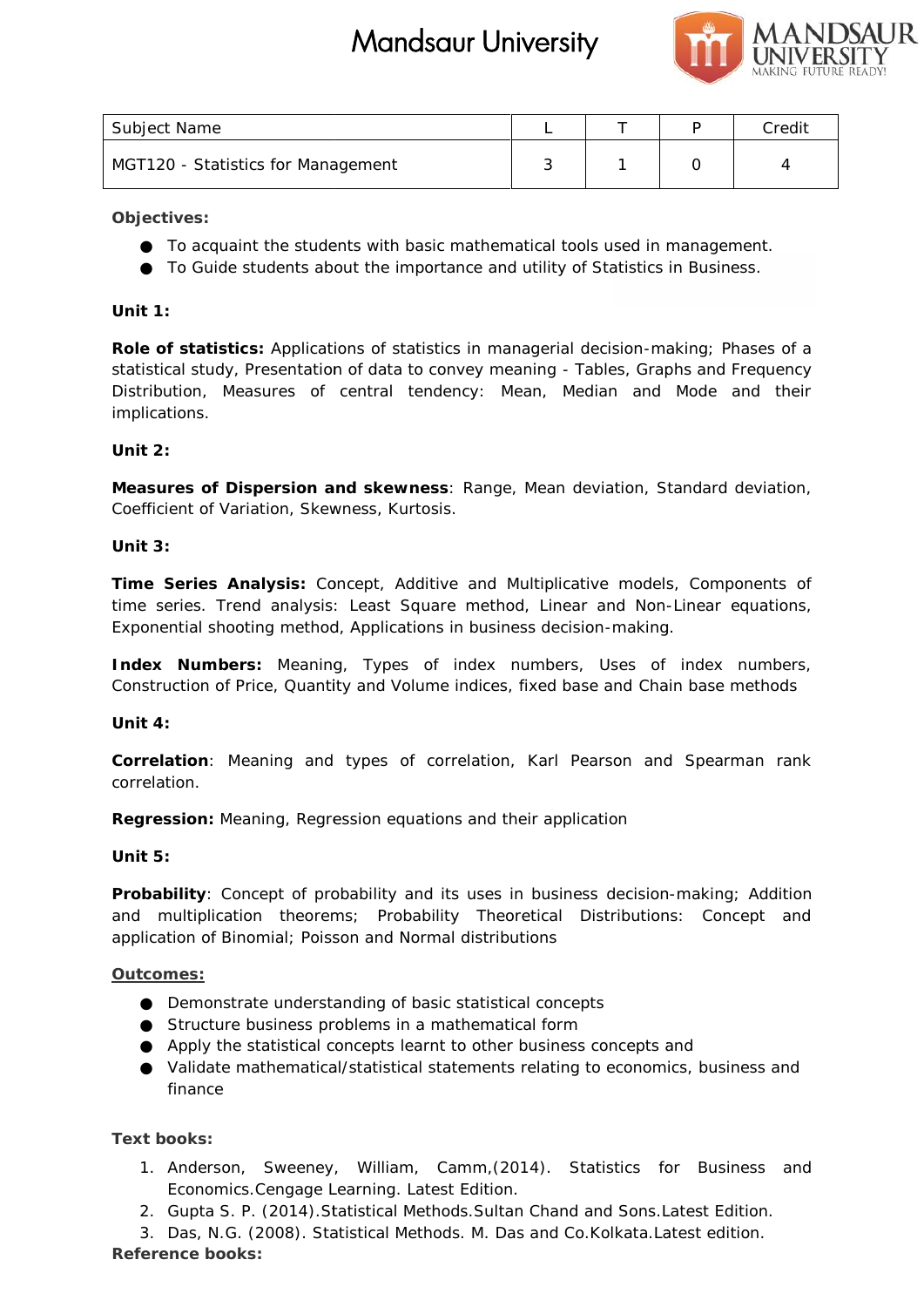| Subject Name | L | T | P | Credit |
|---|---|---|---|---|
| MGT120 - Statistics for Management | 3 | 1 | 0 | 4 |

**Objectives:**

- To acquaint the students with basic mathematical tools used in management.
- To Guide students about the importance and utility of Statistics in Business.

**Unit 1:**

**Role of statistics:** Applications of statistics in managerial decision-making; Phases of a statistical study, Presentation of data to convey meaning - Tables, Graphs and Frequency Distribution, Measures of central tendency: Mean, Median and Mode and their implications.

**Unit 2:**

**Measures of Dispersion and skewness**: Range, Mean deviation, Standard deviation, Coefficient of Variation, Skewness, Kurtosis.

**Unit 3:**

**Time Series Analysis:** Concept, Additive and Multiplicative models, Components of time series. Trend analysis: Least Square method, Linear and Non-Linear equations, Exponential shooting method, Applications in business decision-making.

**Index Numbers:** Meaning, Types of index numbers, Uses of index numbers, Construction of Price, Quantity and Volume indices, fixed base and Chain base methods

**Unit 4:**

**Correlation**: Meaning and types of correlation, Karl Pearson and Spearman rank correlation.

**Regression:** Meaning, Regression equations and their application

**Unit 5:**

**Probability**: Concept of probability and its uses in business decision-making; Addition and multiplication theorems; Probability Theoretical Distributions: Concept and application of Binomial; Poisson and Normal distributions

**Outcomes:**

- Demonstrate understanding of basic statistical concepts
- Structure business problems in a mathematical form
- Apply the statistical concepts learnt to other business concepts and
- Validate mathematical/statistical statements relating to economics, business and finance

**Text books:**

1. Anderson, Sweeney, William, Camm,(2014). Statistics for Business and Economics.Cengage Learning. Latest Edition.
2. Gupta S. P. (2014).Statistical Methods.Sultan Chand and Sons.Latest Edition.
3. Das, N.G. (2008). Statistical Methods. M. Das and Co.Kolkata.Latest edition.

**Reference books:**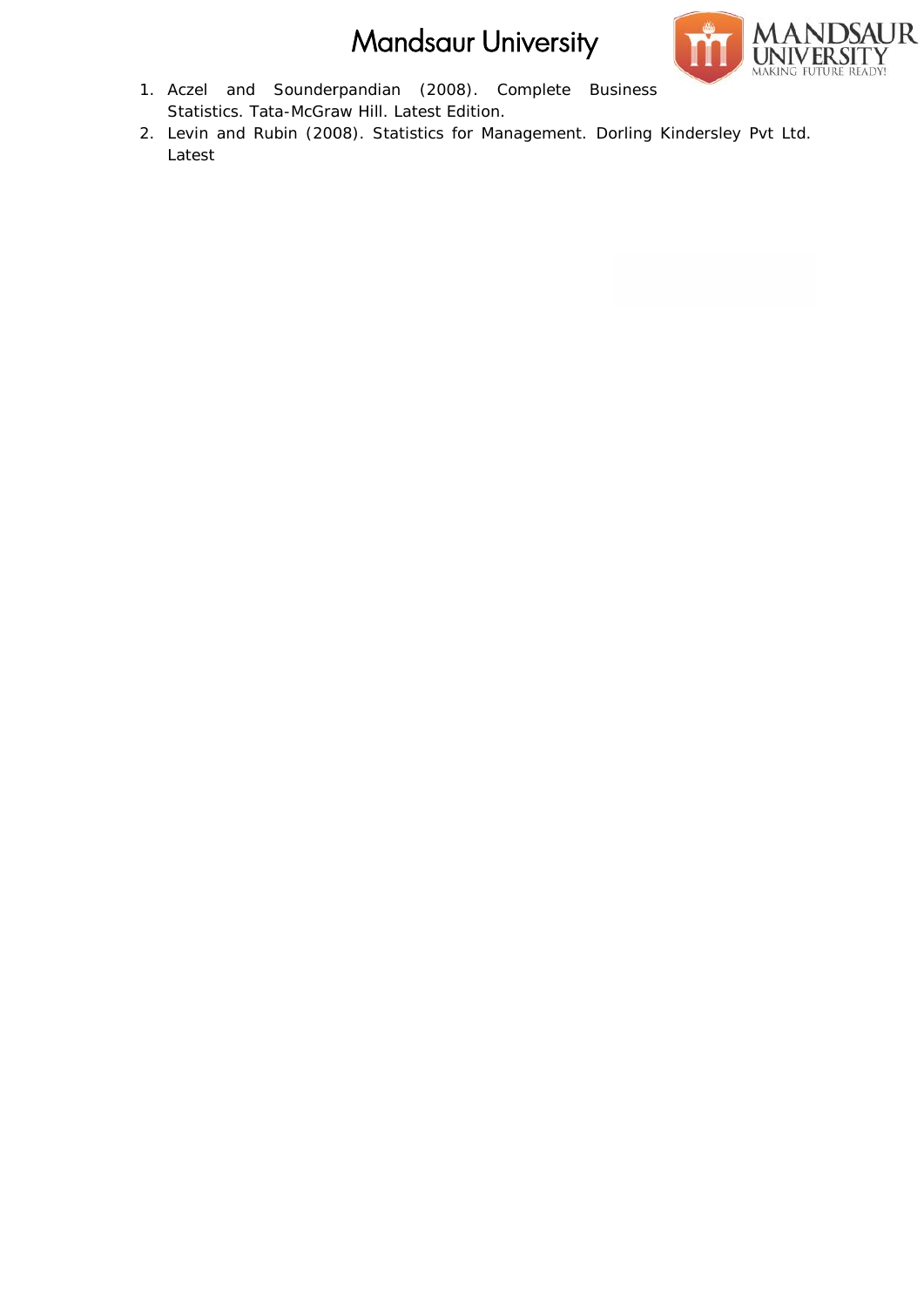1. Aczel and Sounderpandian (2008). Complete Business Statistics. Tata-McGraw Hill. Latest Edition.
2. Levin and Rubin (2008). Statistics for Management. Dorling Kindersley Pvt Ltd. Latest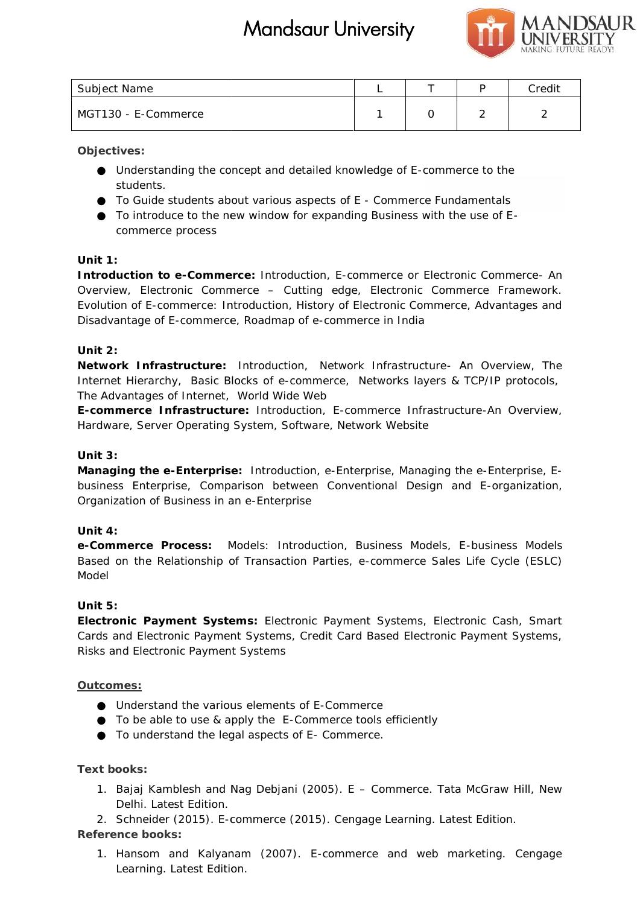| Subject Name | L | T | P | Credit |
|---|---|---|---|---|
| MGT130 - E-Commerce | 1 | 0 | 2 | 2 |

**Objectives:**

- Understanding the concept and detailed knowledge of E-commerce to the students.
- To Guide students about various aspects of E - Commerce Fundamentals
- To introduce to the new window for expanding Business with the use of E-commerce process

**Unit 1:**

**Introduction to e-Commerce:** Introduction, E-commerce or Electronic Commerce- An Overview, Electronic Commerce – Cutting edge, Electronic Commerce Framework. Evolution of E-commerce: Introduction, History of Electronic Commerce, Advantages and Disadvantage of E-commerce, Roadmap of e-commerce in India

**Unit 2:**

**Network Infrastructure:** Introduction, Network Infrastructure- An Overview, The Internet Hierarchy, Basic Blocks of e-commerce, Networks layers & TCP/IP protocols, The Advantages of Internet, World Wide Web

**E-commerce Infrastructure:** Introduction, E-commerce Infrastructure-An Overview, Hardware, Server Operating System, Software, Network Website

**Unit 3:**

**Managing the e-Enterprise:** Introduction, e-Enterprise, Managing the e-Enterprise, E-business Enterprise, Comparison between Conventional Design and E-organization, Organization of Business in an e-Enterprise

**Unit 4:**

**e-Commerce Process:** Models: Introduction, Business Models, E-business Models Based on the Relationship of Transaction Parties, e-commerce Sales Life Cycle (ESLC) Model

**Unit 5:**

**Electronic Payment Systems:** Electronic Payment Systems, Electronic Cash, Smart Cards and Electronic Payment Systems, Credit Card Based Electronic Payment Systems, Risks and Electronic Payment Systems

**Outcomes:**

- Understand the various elements of E-Commerce
- To be able to use & apply the E-Commerce tools efficiently
- To understand the legal aspects of E- Commerce.

**Text books:**

1. Bajaj Kamblesh and Nag Debjani (2005). E – Commerce. Tata McGraw Hill, New Delhi. Latest Edition.
2. Schneider (2015). E-commerce (2015). Cengage Learning. Latest Edition.

**Reference books:**

1. Hansom and Kalyanam (2007). E-commerce and web marketing. Cengage Learning. Latest Edition.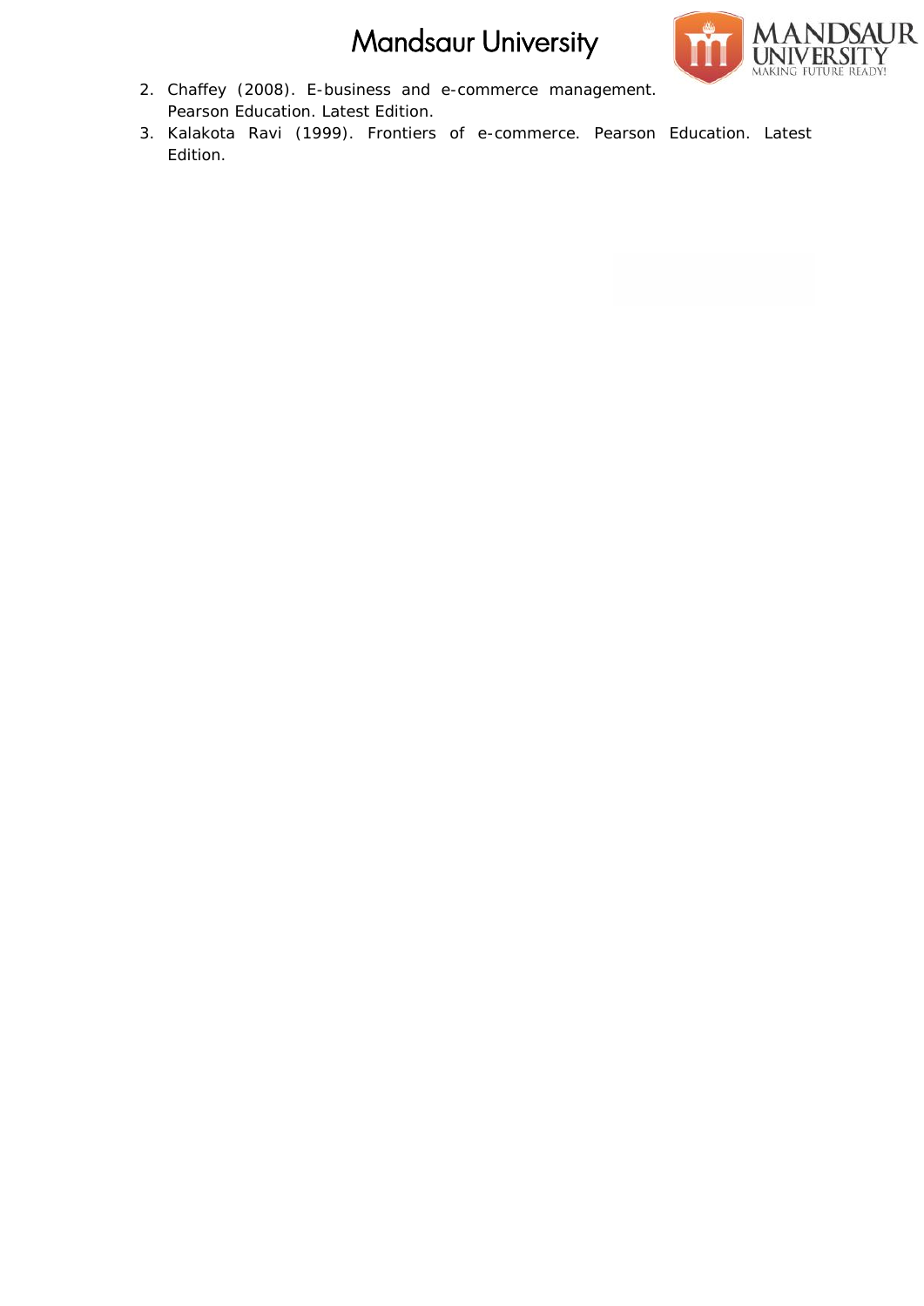2. Chaffey (2008). E-business and e-commerce management. Pearson Education. Latest Edition.
3. Kalakota Ravi (1999). Frontiers of e-commerce. Pearson Education. Latest Edition.